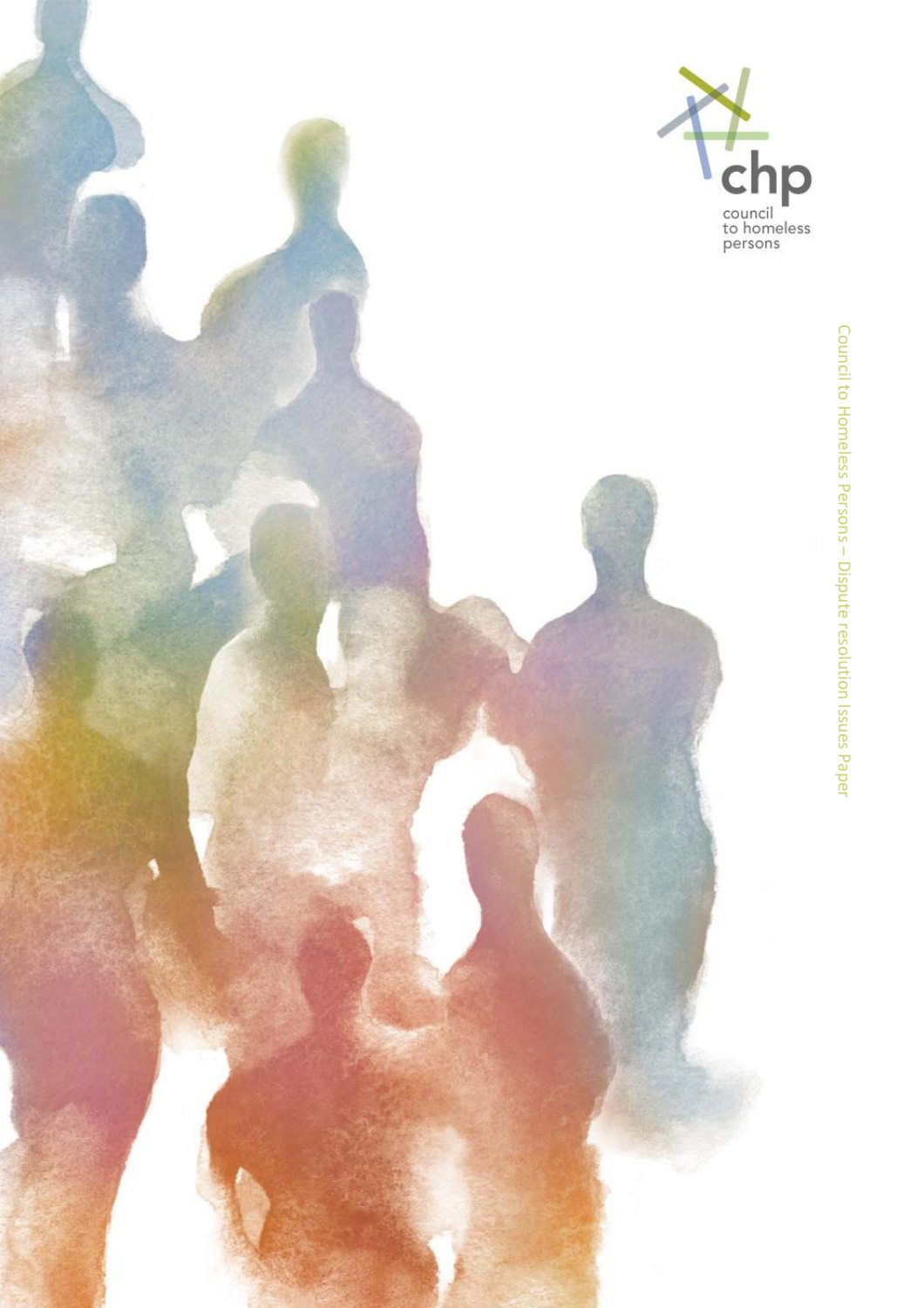chp

council to homeless persons

Council to Homeless Persons – Dispute resolution Issues Paper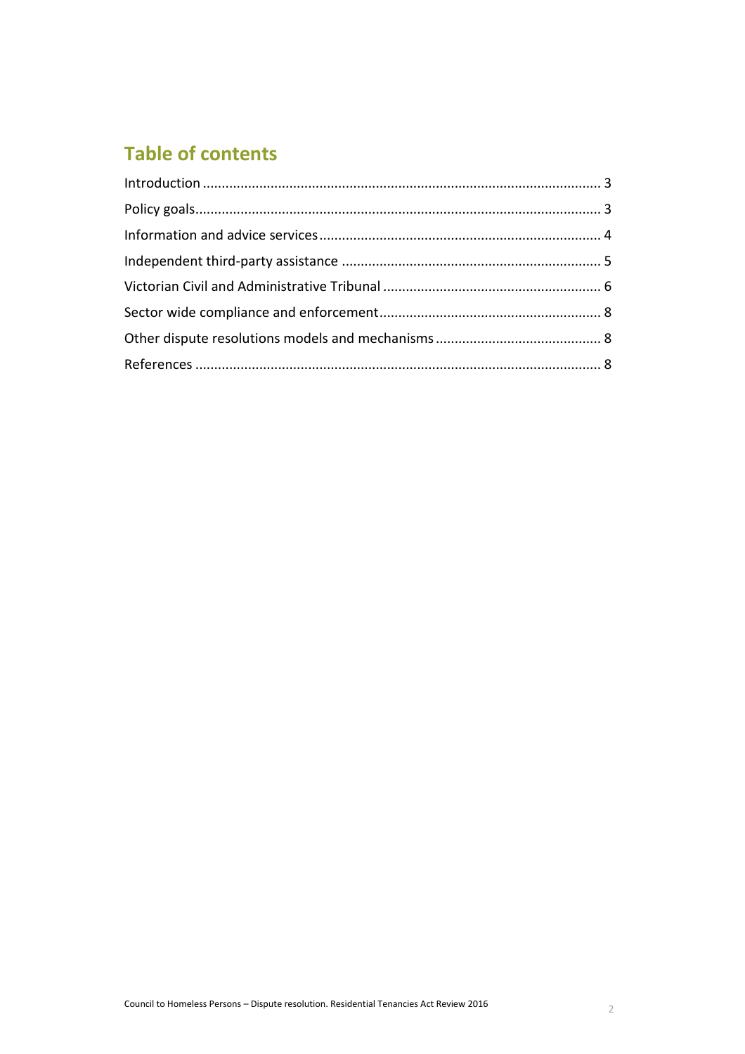## Table of contents

Introduction ........................................................................................................ 3

Policy goals.......................................................................................................... 3

Information and advice services.......................................................................... 4

Independent third-party assistance .................................................................... 5

Victorian Civil and Administrative Tribunal ......................................................... 6

Sector wide compliance and enforcement.......................................................... 8

Other dispute resolutions models and mechanisms ........................................... 8

References .......................................................................................................... 8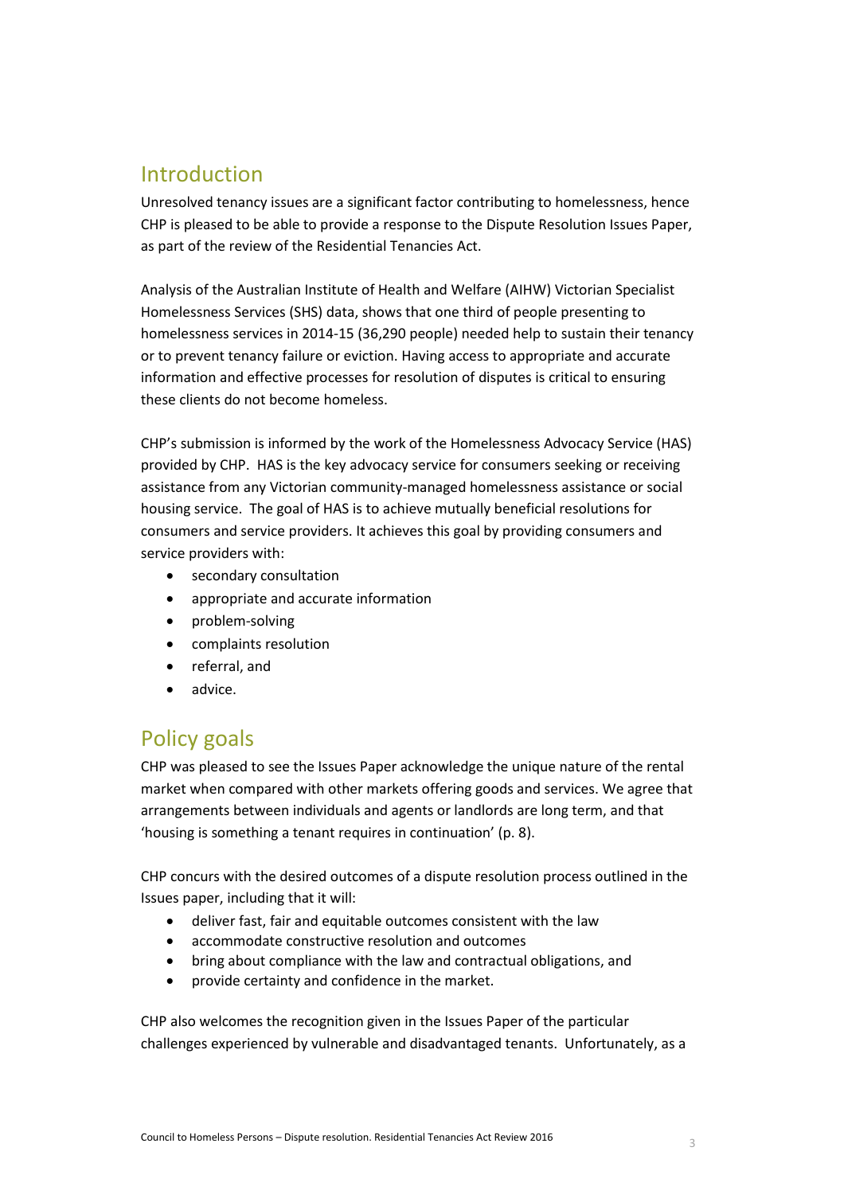## Introduction

Unresolved tenancy issues are a significant factor contributing to homelessness, hence CHP is pleased to be able to provide a response to the Dispute Resolution Issues Paper, as part of the review of the Residential Tenancies Act.

Analysis of the Australian Institute of Health and Welfare (AIHW) Victorian Specialist Homelessness Services (SHS) data, shows that one third of people presenting to homelessness services in 2014-15 (36,290 people) needed help to sustain their tenancy or to prevent tenancy failure or eviction. Having access to appropriate and accurate information and effective processes for resolution of disputes is critical to ensuring these clients do not become homeless.

CHP's submission is informed by the work of the Homelessness Advocacy Service (HAS) provided by CHP. HAS is the key advocacy service for consumers seeking or receiving assistance from any Victorian community-managed homelessness assistance or social housing service. The goal of HAS is to achieve mutually beneficial resolutions for consumers and service providers. It achieves this goal by providing consumers and service providers with:

- secondary consultation
- appropriate and accurate information
- problem-solving
- complaints resolution
- referral, and
- advice.

## Policy goals

CHP was pleased to see the Issues Paper acknowledge the unique nature of the rental market when compared with other markets offering goods and services. We agree that arrangements between individuals and agents or landlords are long term, and that 'housing is something a tenant requires in continuation' (p. 8).

CHP concurs with the desired outcomes of a dispute resolution process outlined in the Issues paper, including that it will:

- deliver fast, fair and equitable outcomes consistent with the law
- accommodate constructive resolution and outcomes
- bring about compliance with the law and contractual obligations, and
- provide certainty and confidence in the market.

CHP also welcomes the recognition given in the Issues Paper of the particular challenges experienced by vulnerable and disadvantaged tenants. Unfortunately, as a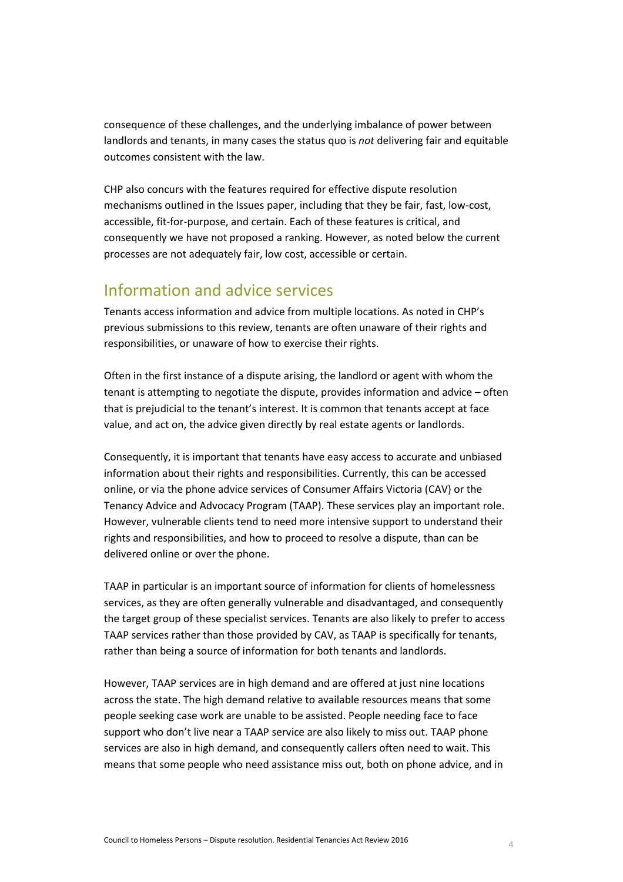consequence of these challenges, and the underlying imbalance of power between landlords and tenants, in many cases the status quo is *not* delivering fair and equitable outcomes consistent with the law.

CHP also concurs with the features required for effective dispute resolution mechanisms outlined in the Issues paper, including that they be fair, fast, low-cost, accessible, fit-for-purpose, and certain. Each of these features is critical, and consequently we have not proposed a ranking. However, as noted below the current processes are not adequately fair, low cost, accessible or certain.

## Information and advice services

Tenants access information and advice from multiple locations. As noted in CHP's previous submissions to this review, tenants are often unaware of their rights and responsibilities, or unaware of how to exercise their rights.

Often in the first instance of a dispute arising, the landlord or agent with whom the tenant is attempting to negotiate the dispute, provides information and advice – often that is prejudicial to the tenant's interest. It is common that tenants accept at face value, and act on, the advice given directly by real estate agents or landlords.

Consequently, it is important that tenants have easy access to accurate and unbiased information about their rights and responsibilities. Currently, this can be accessed online, or via the phone advice services of Consumer Affairs Victoria (CAV) or the Tenancy Advice and Advocacy Program (TAAP). These services play an important role. However, vulnerable clients tend to need more intensive support to understand their rights and responsibilities, and how to proceed to resolve a dispute, than can be delivered online or over the phone.

TAAP in particular is an important source of information for clients of homelessness services, as they are often generally vulnerable and disadvantaged, and consequently the target group of these specialist services. Tenants are also likely to prefer to access TAAP services rather than those provided by CAV, as TAAP is specifically for tenants, rather than being a source of information for both tenants and landlords.

However, TAAP services are in high demand and are offered at just nine locations across the state. The high demand relative to available resources means that some people seeking case work are unable to be assisted. People needing face to face support who don't live near a TAAP service are also likely to miss out. TAAP phone services are also in high demand, and consequently callers often need to wait. This means that some people who need assistance miss out, both on phone advice, and in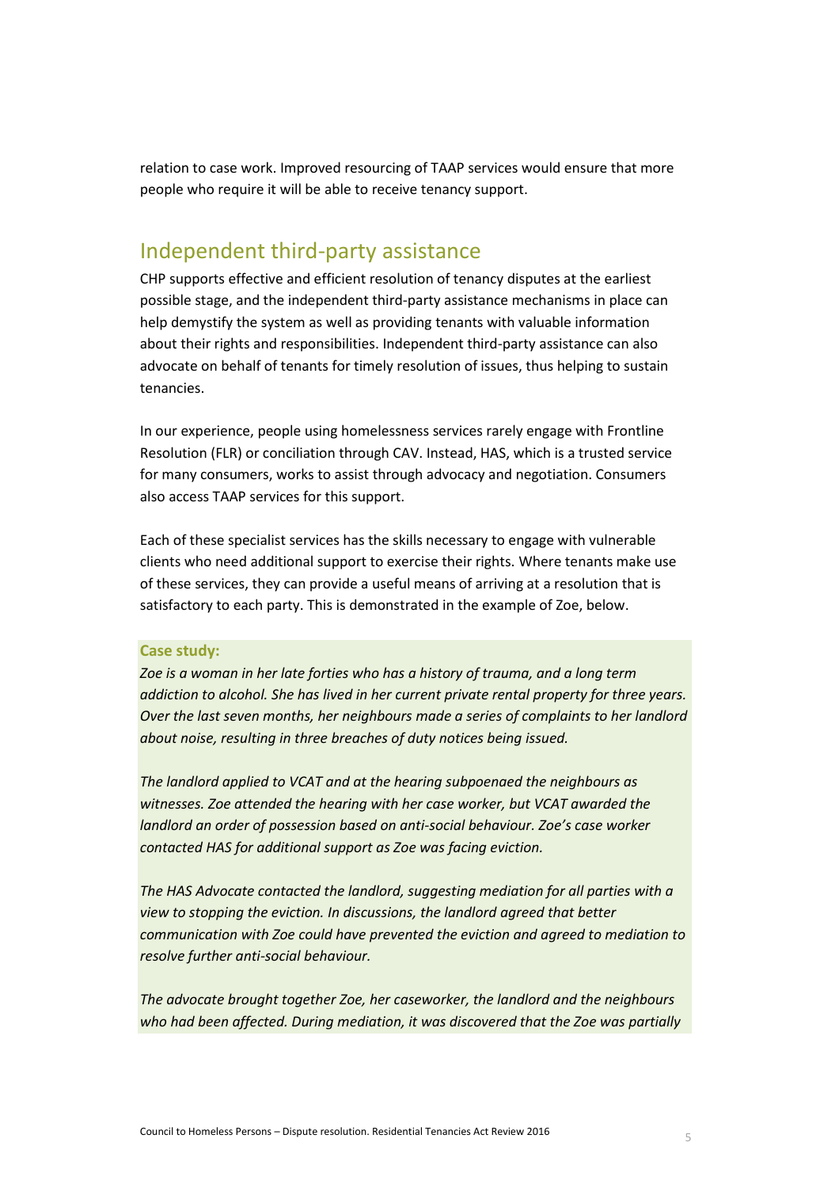relation to case work. Improved resourcing of TAAP services would ensure that more people who require it will be able to receive tenancy support.

## Independent third-party assistance

CHP supports effective and efficient resolution of tenancy disputes at the earliest possible stage, and the independent third-party assistance mechanisms in place can help demystify the system as well as providing tenants with valuable information about their rights and responsibilities. Independent third-party assistance can also advocate on behalf of tenants for timely resolution of issues, thus helping to sustain tenancies.

In our experience, people using homelessness services rarely engage with Frontline Resolution (FLR) or conciliation through CAV. Instead, HAS, which is a trusted service for many consumers, works to assist through advocacy and negotiation. Consumers also access TAAP services for this support.

Each of these specialist services has the skills necessary to engage with vulnerable clients who need additional support to exercise their rights. Where tenants make use of these services, they can provide a useful means of arriving at a resolution that is satisfactory to each party. This is demonstrated in the example of Zoe, below.

**Case study:**

*Zoe is a woman in her late forties who has a history of trauma, and a long term addiction to alcohol. She has lived in her current private rental property for three years. Over the last seven months, her neighbours made a series of complaints to her landlord about noise, resulting in three breaches of duty notices being issued.*

*The landlord applied to VCAT and at the hearing subpoenaed the neighbours as witnesses. Zoe attended the hearing with her case worker, but VCAT awarded the landlord an order of possession based on anti-social behaviour. Zoe's case worker contacted HAS for additional support as Zoe was facing eviction.*

*The HAS Advocate contacted the landlord, suggesting mediation for all parties with a view to stopping the eviction. In discussions, the landlord agreed that better communication with Zoe could have prevented the eviction and agreed to mediation to resolve further anti-social behaviour.*

*The advocate brought together Zoe, her caseworker, the landlord and the neighbours who had been affected. During mediation, it was discovered that the Zoe was partially*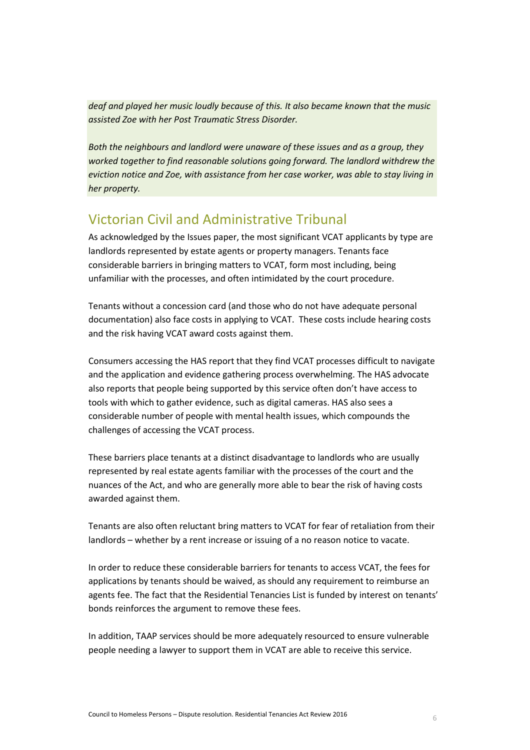*deaf and played her music loudly because of this. It also became known that the music assisted Zoe with her Post Traumatic Stress Disorder.*

*Both the neighbours and landlord were unaware of these issues and as a group, they worked together to find reasonable solutions going forward. The landlord withdrew the eviction notice and Zoe, with assistance from her case worker, was able to stay living in her property.*

## Victorian Civil and Administrative Tribunal

As acknowledged by the Issues paper, the most significant VCAT applicants by type are landlords represented by estate agents or property managers. Tenants face considerable barriers in bringing matters to VCAT, form most including, being unfamiliar with the processes, and often intimidated by the court procedure.

Tenants without a concession card (and those who do not have adequate personal documentation) also face costs in applying to VCAT. These costs include hearing costs and the risk having VCAT award costs against them.

Consumers accessing the HAS report that they find VCAT processes difficult to navigate and the application and evidence gathering process overwhelming. The HAS advocate also reports that people being supported by this service often don't have access to tools with which to gather evidence, such as digital cameras. HAS also sees a considerable number of people with mental health issues, which compounds the challenges of accessing the VCAT process.

These barriers place tenants at a distinct disadvantage to landlords who are usually represented by real estate agents familiar with the processes of the court and the nuances of the Act, and who are generally more able to bear the risk of having costs awarded against them.

Tenants are also often reluctant bring matters to VCAT for fear of retaliation from their landlords – whether by a rent increase or issuing of a no reason notice to vacate.

In order to reduce these considerable barriers for tenants to access VCAT, the fees for applications by tenants should be waived, as should any requirement to reimburse an agents fee. The fact that the Residential Tenancies List is funded by interest on tenants' bonds reinforces the argument to remove these fees.

In addition, TAAP services should be more adequately resourced to ensure vulnerable people needing a lawyer to support them in VCAT are able to receive this service.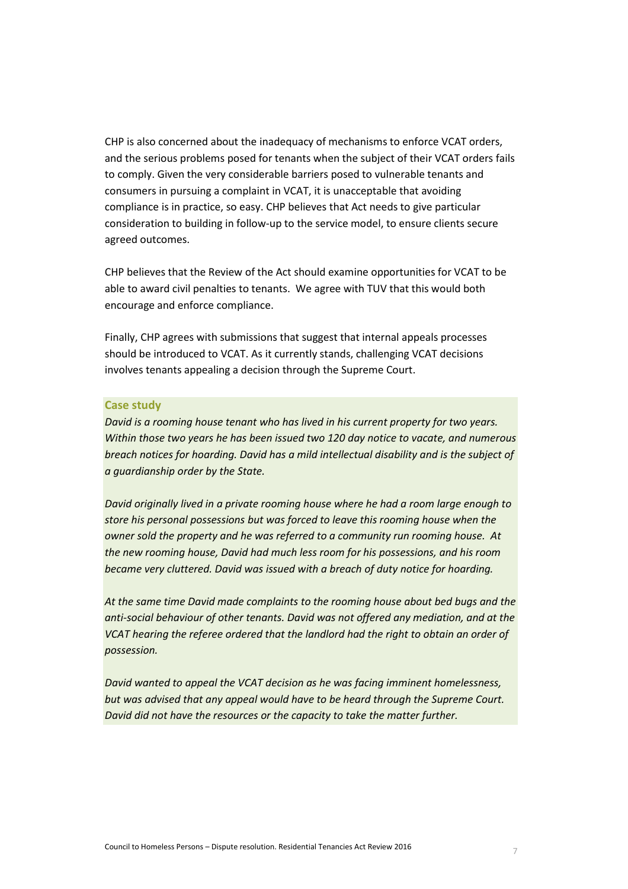CHP is also concerned about the inadequacy of mechanisms to enforce VCAT orders, and the serious problems posed for tenants when the subject of their VCAT orders fails to comply. Given the very considerable barriers posed to vulnerable tenants and consumers in pursuing a complaint in VCAT, it is unacceptable that avoiding compliance is in practice, so easy. CHP believes that Act needs to give particular consideration to building in follow-up to the service model, to ensure clients secure agreed outcomes.

CHP believes that the Review of the Act should examine opportunities for VCAT to be able to award civil penalties to tenants. We agree with TUV that this would both encourage and enforce compliance.

Finally, CHP agrees with submissions that suggest that internal appeals processes should be introduced to VCAT. As it currently stands, challenging VCAT decisions involves tenants appealing a decision through the Supreme Court.

**Case study**

*David is a rooming house tenant who has lived in his current property for two years. Within those two years he has been issued two 120 day notice to vacate, and numerous breach notices for hoarding. David has a mild intellectual disability and is the subject of a guardianship order by the State.*

*David originally lived in a private rooming house where he had a room large enough to store his personal possessions but was forced to leave this rooming house when the owner sold the property and he was referred to a community run rooming house. At the new rooming house, David had much less room for his possessions, and his room became very cluttered. David was issued with a breach of duty notice for hoarding.*

*At the same time David made complaints to the rooming house about bed bugs and the anti-social behaviour of other tenants. David was not offered any mediation, and at the VCAT hearing the referee ordered that the landlord had the right to obtain an order of possession.*

*David wanted to appeal the VCAT decision as he was facing imminent homelessness, but was advised that any appeal would have to be heard through the Supreme Court. David did not have the resources or the capacity to take the matter further.*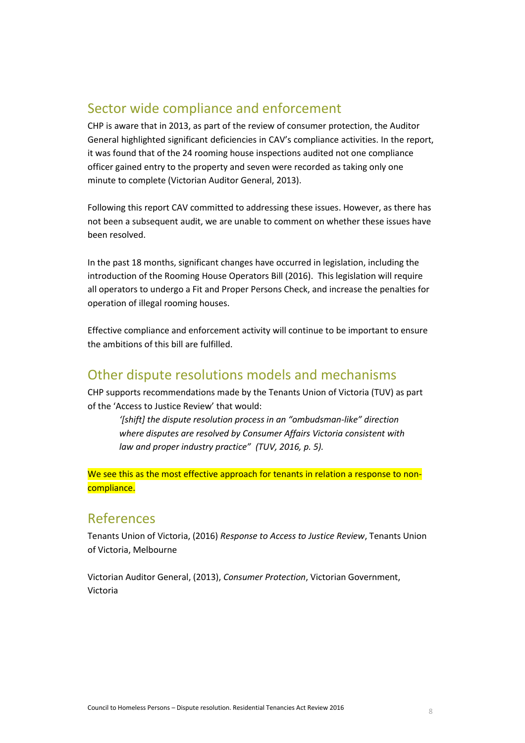## Sector wide compliance and enforcement

CHP is aware that in 2013, as part of the review of consumer protection, the Auditor General highlighted significant deficiencies in CAV's compliance activities. In the report, it was found that of the 24 rooming house inspections audited not one compliance officer gained entry to the property and seven were recorded as taking only one minute to complete (Victorian Auditor General, 2013).

Following this report CAV committed to addressing these issues. However, as there has not been a subsequent audit, we are unable to comment on whether these issues have been resolved.

In the past 18 months, significant changes have occurred in legislation, including the introduction of the Rooming House Operators Bill (2016). This legislation will require all operators to undergo a Fit and Proper Persons Check, and increase the penalties for operation of illegal rooming houses.

Effective compliance and enforcement activity will continue to be important to ensure the ambitions of this bill are fulfilled.

## Other dispute resolutions models and mechanisms

CHP supports recommendations made by the Tenants Union of Victoria (TUV) as part of the 'Access to Justice Review' that would:

> *'[shift] the dispute resolution process in an "ombudsman-like" direction where disputes are resolved by Consumer Affairs Victoria consistent with law and proper industry practice" (TUV, 2016, p. 5).*

We see this as the most effective approach for tenants in relation a response to non-compliance.

## References

Tenants Union of Victoria, (2016) *Response to Access to Justice Review*, Tenants Union of Victoria, Melbourne

Victorian Auditor General, (2013), *Consumer Protection*, Victorian Government, Victoria